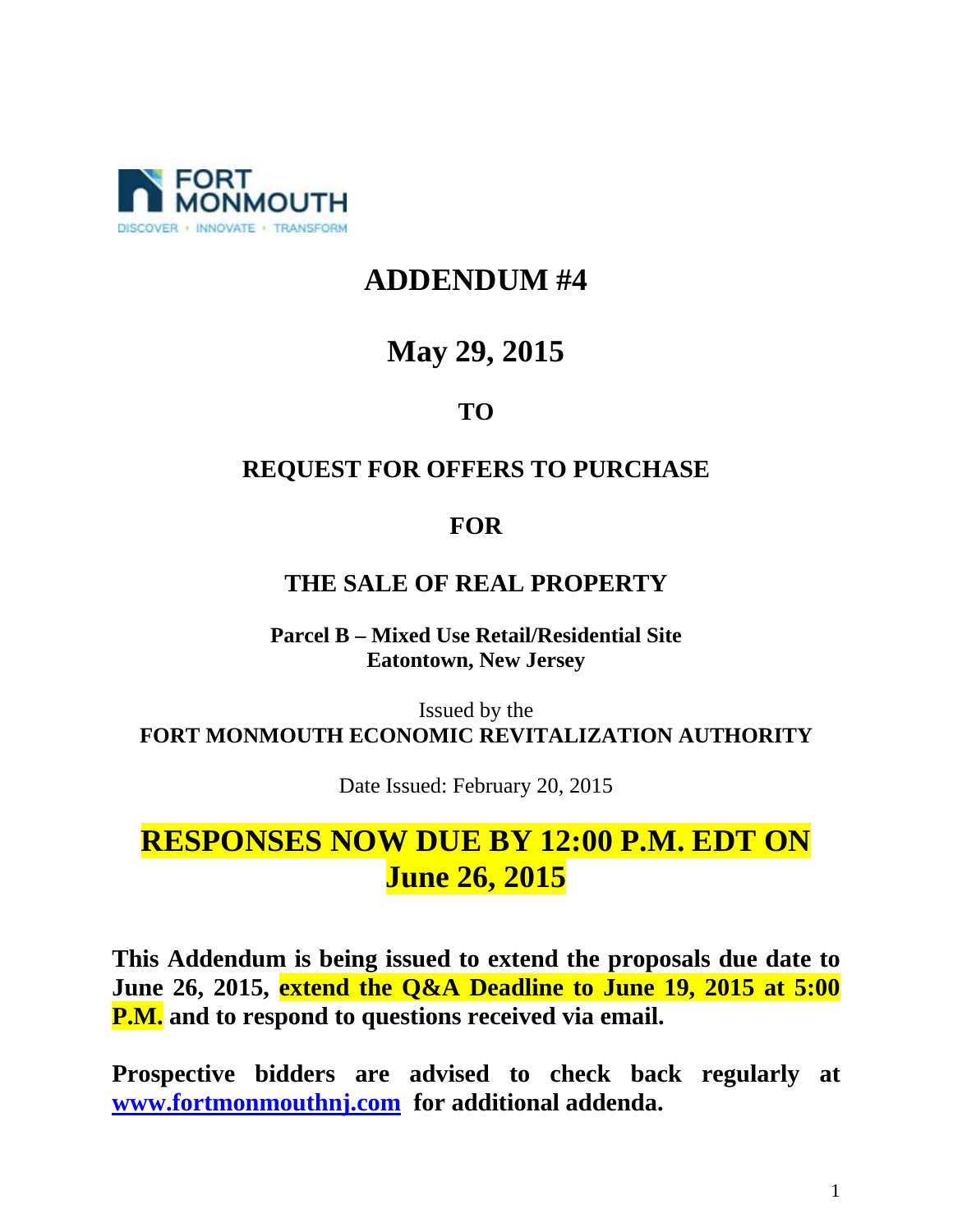FORT MONMOUTH
DISCOVER • INNOVATE • TRANSFORM

# ADDENDUM #4

## May 29, 2015

### TO

### REQUEST FOR OFFERS TO PURCHASE

### FOR

### THE SALE OF REAL PROPERTY

**Parcel B – Mixed Use Retail/Residential Site**
**Eatontown, New Jersey**

Issued by the
**FORT MONMOUTH ECONOMIC REVITALIZATION AUTHORITY**

Date Issued: February 20, 2015

## RESPONSES NOW DUE BY 12:00 P.M. EDT ON June 26, 2015

**This Addendum is being issued to extend the proposals due date to June 26, 2015, extend the Q&A Deadline to June 19, 2015 at 5:00 P.M. and to respond to questions received via email.**

**Prospective bidders are advised to check back regularly at [www.fortmonmouthnj.com](www.fortmonmouthnj.com) for additional addenda.**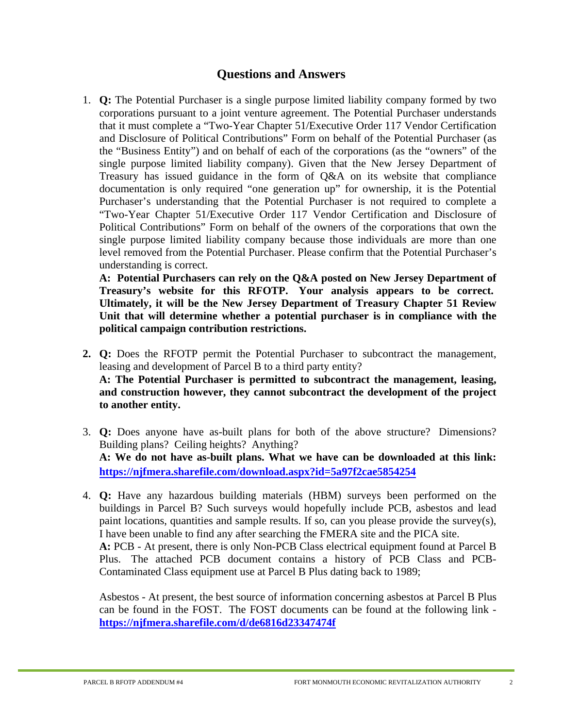## Questions and Answers

1. **Q:** The Potential Purchaser is a single purpose limited liability company formed by two corporations pursuant to a joint venture agreement. The Potential Purchaser understands that it must complete a "Two-Year Chapter 51/Executive Order 117 Vendor Certification and Disclosure of Political Contributions" Form on behalf of the Potential Purchaser (as the "Business Entity") and on behalf of each of the corporations (as the "owners" of the single purpose limited liability company). Given that the New Jersey Department of Treasury has issued guidance in the form of Q&A on its website that compliance documentation is only required "one generation up" for ownership, it is the Potential Purchaser's understanding that the Potential Purchaser is not required to complete a "Two-Year Chapter 51/Executive Order 117 Vendor Certification and Disclosure of Political Contributions" Form on behalf of the owners of the corporations that own the single purpose limited liability company because those individuals are more than one level removed from the Potential Purchaser. Please confirm that the Potential Purchaser's understanding is correct.

   **A: Potential Purchasers can rely on the Q&A posted on New Jersey Department of Treasury's website for this RFOTP. Your analysis appears to be correct. Ultimately, it will be the New Jersey Department of Treasury Chapter 51 Review Unit that will determine whether a potential purchaser is in compliance with the political campaign contribution restrictions.**

2. **Q:** Does the RFOTP permit the Potential Purchaser to subcontract the management, leasing and development of Parcel B to a third party entity?

   **A: The Potential Purchaser is permitted to subcontract the management, leasing, and construction however, they cannot subcontract the development of the project to another entity.**

3. **Q:** Does anyone have as-built plans for both of the above structure? Dimensions? Building plans? Ceiling heights? Anything?

   **A: We do not have as-built plans. What we have can be downloaded at this link: https://njfmera.sharefile.com/download.aspx?id=5a97f2cae5854254**

4. **Q:** Have any hazardous building materials (HBM) surveys been performed on the buildings in Parcel B? Such surveys would hopefully include PCB, asbestos and lead paint locations, quantities and sample results. If so, can you please provide the survey(s), I have been unable to find any after searching the FMERA site and the PICA site.

   **A:** PCB - At present, there is only Non-PCB Class electrical equipment found at Parcel B Plus. The attached PCB document contains a history of PCB Class and PCB-Contaminated Class equipment use at Parcel B Plus dating back to 1989;

   Asbestos - At present, the best source of information concerning asbestos at Parcel B Plus can be found in the FOST. The FOST documents can be found at the following link - **https://njfmera.sharefile.com/d/de6816d23347474f**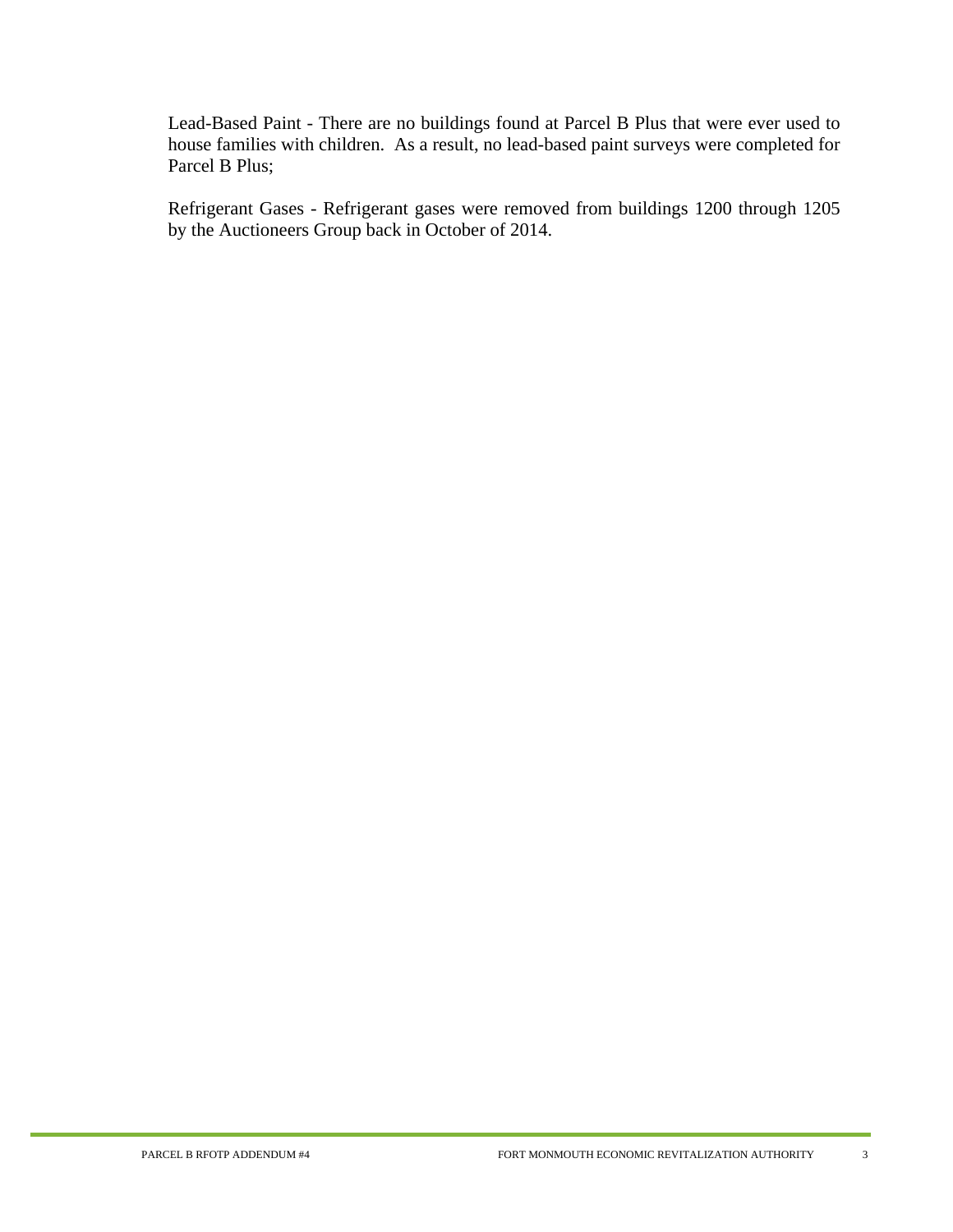Lead-Based Paint - There are no buildings found at Parcel B Plus that were ever used to house families with children. As a result, no lead-based paint surveys were completed for Parcel B Plus;

Refrigerant Gases - Refrigerant gases were removed from buildings 1200 through 1205 by the Auctioneers Group back in October of 2014.